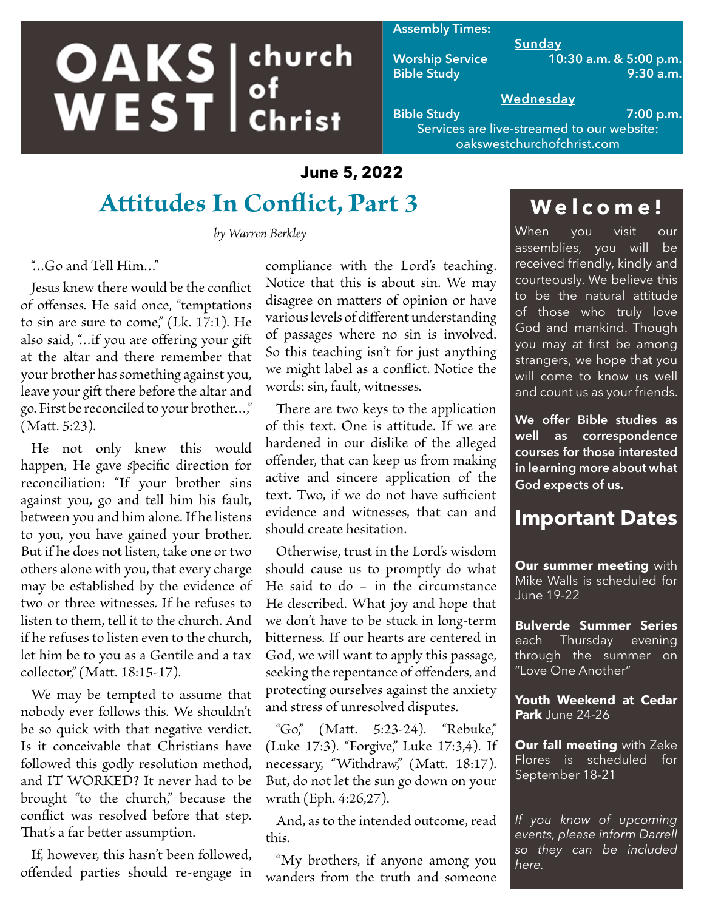# OAKS WEST church of Christ

**Assembly Times:**

**Sunday**

Worship Service 10:30 a.m. & 5:00 p.m.
Bible Study 9:30 a.m.

**Wednesday**

Bible Study 7:00 p.m.

Services are live-streamed to our website: oakswestchurchofchrist.com

**June 5, 2022**

## Attitudes In Conflict, Part 3

*by Warren Berkley*

"...Go and Tell Him..."

Jesus knew there would be the conflict of offenses. He said once, "temptations to sin are sure to come," (Lk. 17:1). He also said, "...if you are offering your gift at the altar and there remember that your brother has something against you, leave your gift there before the altar and go. First be reconciled to your brother...," (Matt. 5:23).

He not only knew this would happen, He gave specific direction for reconciliation: "If your brother sins against you, go and tell him his fault, between you and him alone. If he listens to you, you have gained your brother. But if he does not listen, take one or two others alone with you, that every charge may be established by the evidence of two or three witnesses. If he refuses to listen to them, tell it to the church. And if he refuses to listen even to the church, let him be to you as a Gentile and a tax collector," (Matt. 18:15-17).

We may be tempted to assume that nobody ever follows this. We shouldn't be so quick with that negative verdict. Is it conceivable that Christians have followed this godly resolution method, and IT WORKED? It never had to be brought "to the church," because the conflict was resolved before that step. That's a far better assumption.

If, however, this hasn't been followed, offended parties should re-engage in compliance with the Lord's teaching. Notice that this is about sin. We may disagree on matters of opinion or have various levels of different understanding of passages where no sin is involved. So this teaching isn't for just anything we might label as a conflict. Notice the words: sin, fault, witnesses.

There are two keys to the application of this text. One is attitude. If we are hardened in our dislike of the alleged offender, that can keep us from making active and sincere application of the text. Two, if we do not have sufficient evidence and witnesses, that can and should create hesitation.

Otherwise, trust in the Lord's wisdom should cause us to promptly do what He said to do – in the circumstance He described. What joy and hope that we don't have to be stuck in long-term bitterness. If our hearts are centered in God, we will want to apply this passage, seeking the repentance of offenders, and protecting ourselves against the anxiety and stress of unresolved disputes.

"Go," (Matt. 5:23-24). "Rebuke," (Luke 17:3). "Forgive," Luke 17:3,4). If necessary, "Withdraw," (Matt. 18:17). But, do not let the sun go down on your wrath (Eph. 4:26,27).

And, as to the intended outcome, read this.

"My brothers, if anyone among you wanders from the truth and someone

## Welcome!

When you visit our assemblies, you will be received friendly, kindly and courteously. We believe this to be the natural attitude of those who truly love God and mankind. Though you may at first be among strangers, we hope that you will come to know us well and count us as your friends.

**We offer Bible studies as well as correspondence courses for those interested in learning more about what God expects of us.**

## Important Dates

**Our summer meeting** with Mike Walls is scheduled for June 19-22

**Bulverde Summer Series** each Thursday evening through the summer on "Love One Another"

**Youth Weekend at Cedar Park** June 24-26

**Our fall meeting** with Zeke Flores is scheduled for September 18-21

*If you know of upcoming events, please inform Darrell so they can be included here.*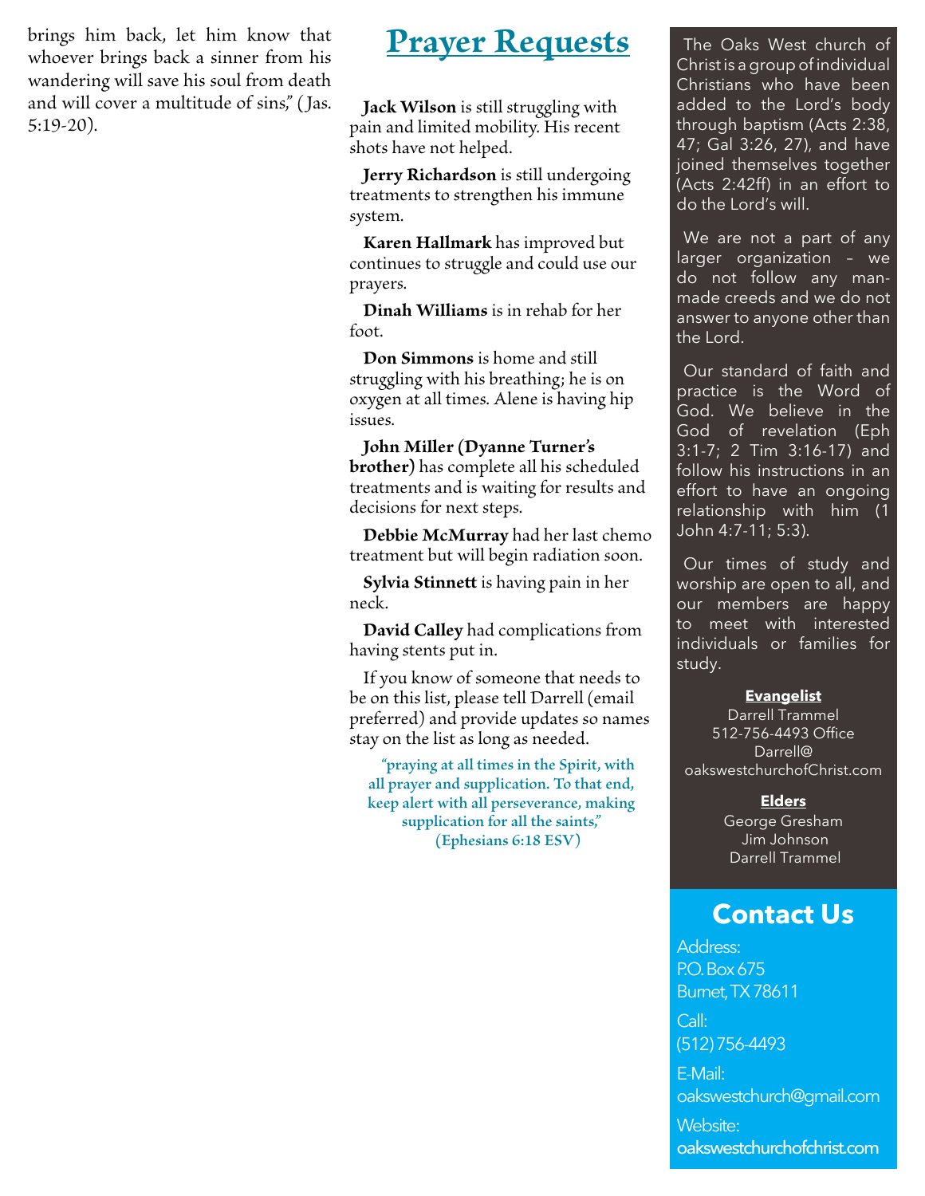brings him back, let him know that whoever brings back a sinner from his wandering will save his soul from death and will cover a multitude of sins," (Jas. 5:19-20).

# Prayer Requests

**Jack Wilson** is still struggling with pain and limited mobility. His recent shots have not helped.

**Jerry Richardson** is still undergoing treatments to strengthen his immune system.

**Karen Hallmark** has improved but continues to struggle and could use our prayers.

**Dinah Williams** is in rehab for her foot.

**Don Simmons** is home and still struggling with his breathing; he is on oxygen at all times. Alene is having hip issues.

**John Miller (Dyanne Turner's brother)** has complete all his scheduled treatments and is waiting for results and decisions for next steps.

**Debbie McMurray** had her last chemo treatment but will begin radiation soon.

**Sylvia Stinnett** is having pain in her neck.

**David Calley** had complications from having stents put in.

If you know of someone that needs to be on this list, please tell Darrell (email preferred) and provide updates so names stay on the list as long as needed.

**"praying at all times in the Spirit, with all prayer and supplication. To that end, keep alert with all perseverance, making supplication for all the saints," (Ephesians 6:18 ESV)**

The Oaks West church of Christ is a group of individual Christians who have been added to the Lord's body through baptism (Acts 2:38, 47; Gal 3:26, 27), and have joined themselves together (Acts 2:42ff) in an effort to do the Lord's will.

We are not a part of any larger organization – we do not follow any man-made creeds and we do not answer to anyone other than the Lord.

Our standard of faith and practice is the Word of God. We believe in the God of revelation (Eph 3:1-7; 2 Tim 3:16-17) and follow his instructions in an effort to have an ongoing relationship with him (1 John 4:7-11; 5:3).

Our times of study and worship are open to all, and our members are happy to meet with interested individuals or families for study.

**Evangelist**
Darrell Trammel
512-756-4493 Office
Darrell@oakswestchurchofChrist.com

**Elders**
George Gresham
Jim Johnson
Darrell Trammel

## Contact Us

Address:
P.O. Box 675
Burnet, TX 78611

Call:
(512) 756-4493

E-Mail:
oakswestchurch@gmail.com

Website:
oakswestchurchofchrist.com